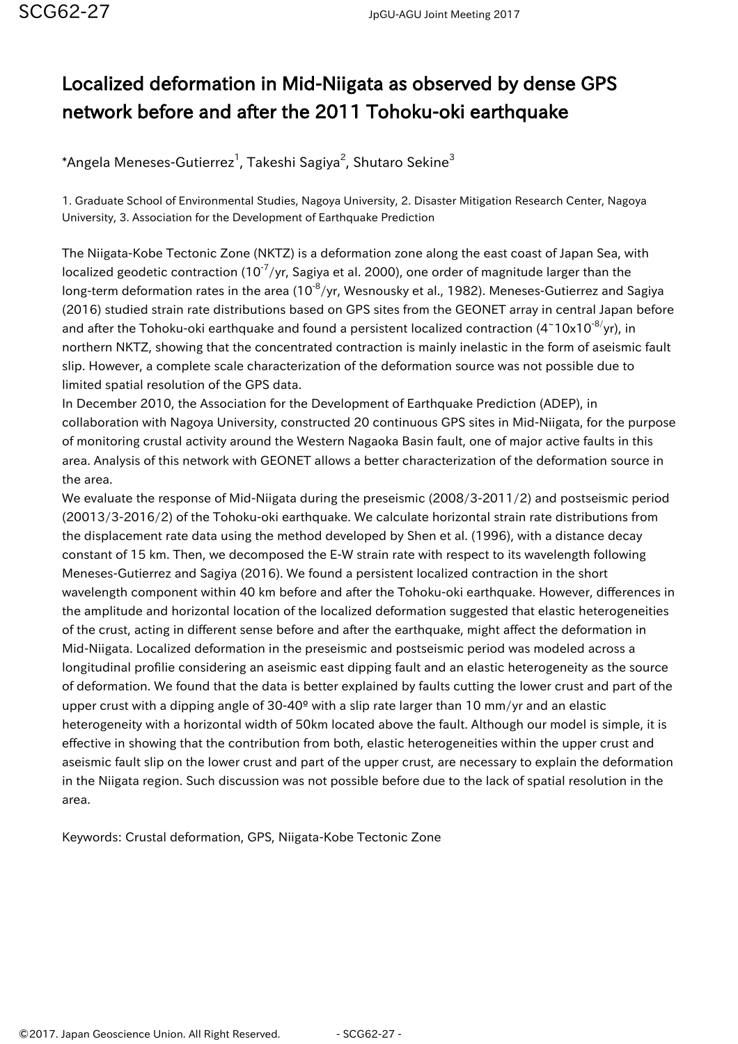# Localized deformation in Mid-Niigata as observed by dense GPS network before and after the 2011 Tohoku-oki earthquake

*Angela Meneses-Gutierrez[1], Takeshi Sagiya[2], Shutaro Sekine[3]

1. Graduate School of Environmental Studies, Nagoya University, 2. Disaster Mitigation Research Center, Nagoya University, 3. Association for the Development of Earthquake Prediction

The Niigata-Kobe Tectonic Zone (NKTZ) is a deformation zone along the east coast of Japan Sea, with localized geodetic contraction ($10^{-7}$/yr, Sagiya et al. 2000), one order of magnitude larger than the long-term deformation rates in the area ($10^{-8}$/yr, Wesnousky et al., 1982). Meneses-Gutierrez and Sagiya (2016) studied strain rate distributions based on GPS sites from the GEONET array in central Japan before and after the Tohoku-oki earthquake and found a persistent localized contraction ($4\text{~}10 \times 10^{-8}$/yr), in northern NKTZ, showing that the concentrated contraction is mainly inelastic in the form of aseismic fault slip. However, a complete scale characterization of the deformation source was not possible due to limited spatial resolution of the GPS data.

In December 2010, the Association for the Development of Earthquake Prediction (ADEP), in collaboration with Nagoya University, constructed 20 continuous GPS sites in Mid-Niigata, for the purpose of monitoring crustal activity around the Western Nagaoka Basin fault, one of major active faults in this area. Analysis of this network with GEONET allows a better characterization of the deformation source in the area.

We evaluate the response of Mid-Niigata during the preseismic (2008/3-2011/2) and postseismic period (20013/3-2016/2) of the Tohoku-oki earthquake. We calculate horizontal strain rate distributions from the displacement rate data using the method developed by Shen et al. (1996), with a distance decay constant of 15 km. Then, we decomposed the E-W strain rate with respect to its wavelength following Meneses-Gutierrez and Sagiya (2016). We found a persistent localized contraction in the short wavelength component within 40 km before and after the Tohoku-oki earthquake. However, differences in the amplitude and horizontal location of the localized deformation suggested that elastic heterogeneities of the crust, acting in different sense before and after the earthquake, might affect the deformation in Mid-Niigata. Localized deformation in the preseismic and postseismic period was modeled across a longitudinal profilie considering an aseismic east dipping fault and an elastic heterogeneity as the source of deformation. We found that the data is better explained by faults cutting the lower crust and part of the upper crust with a dipping angle of 30-40º with a slip rate larger than 10 mm/yr and an elastic heterogeneity with a horizontal width of 50km located above the fault. Although our model is simple, it is effective in showing that the contribution from both, elastic heterogeneities within the upper crust and aseismic fault slip on the lower crust and part of the upper crust, are necessary to explain the deformation in the Niigata region. Such discussion was not possible before due to the lack of spatial resolution in the area.

Keywords: Crustal deformation, GPS, Niigata-Kobe Tectonic Zone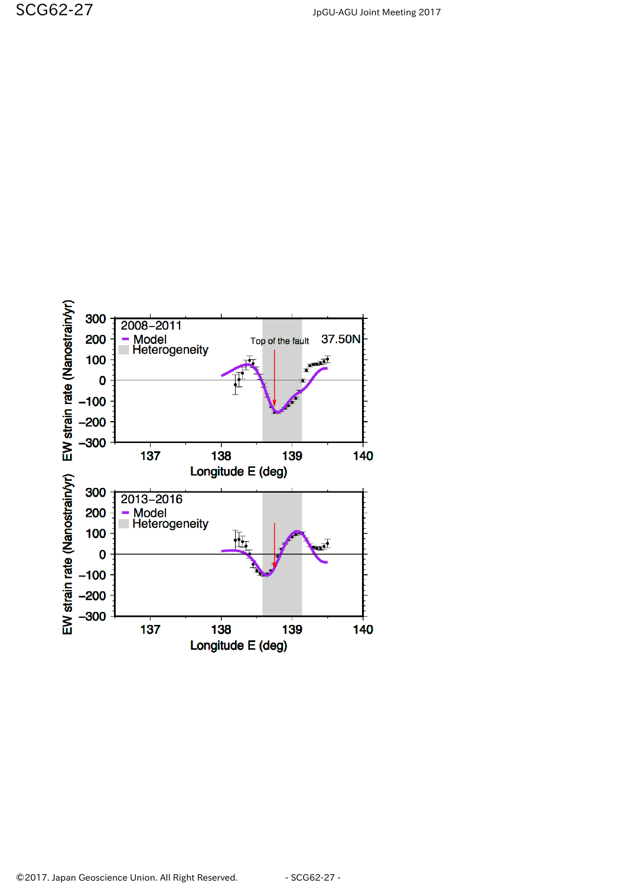2008–2011

Model

Heterogeneity

Top of the fault

37.50N

EW strain rate (Nanostrain/yr)

300

200

100

0

−100

−200

−300

137

138

139

140

Longitude E (deg)

2013–2016

Model

Heterogeneity

EW strain rate (Nanostrain/yr)

300

200

100

0

−100

−200

−300

137

138

139

140

Longitude E (deg)